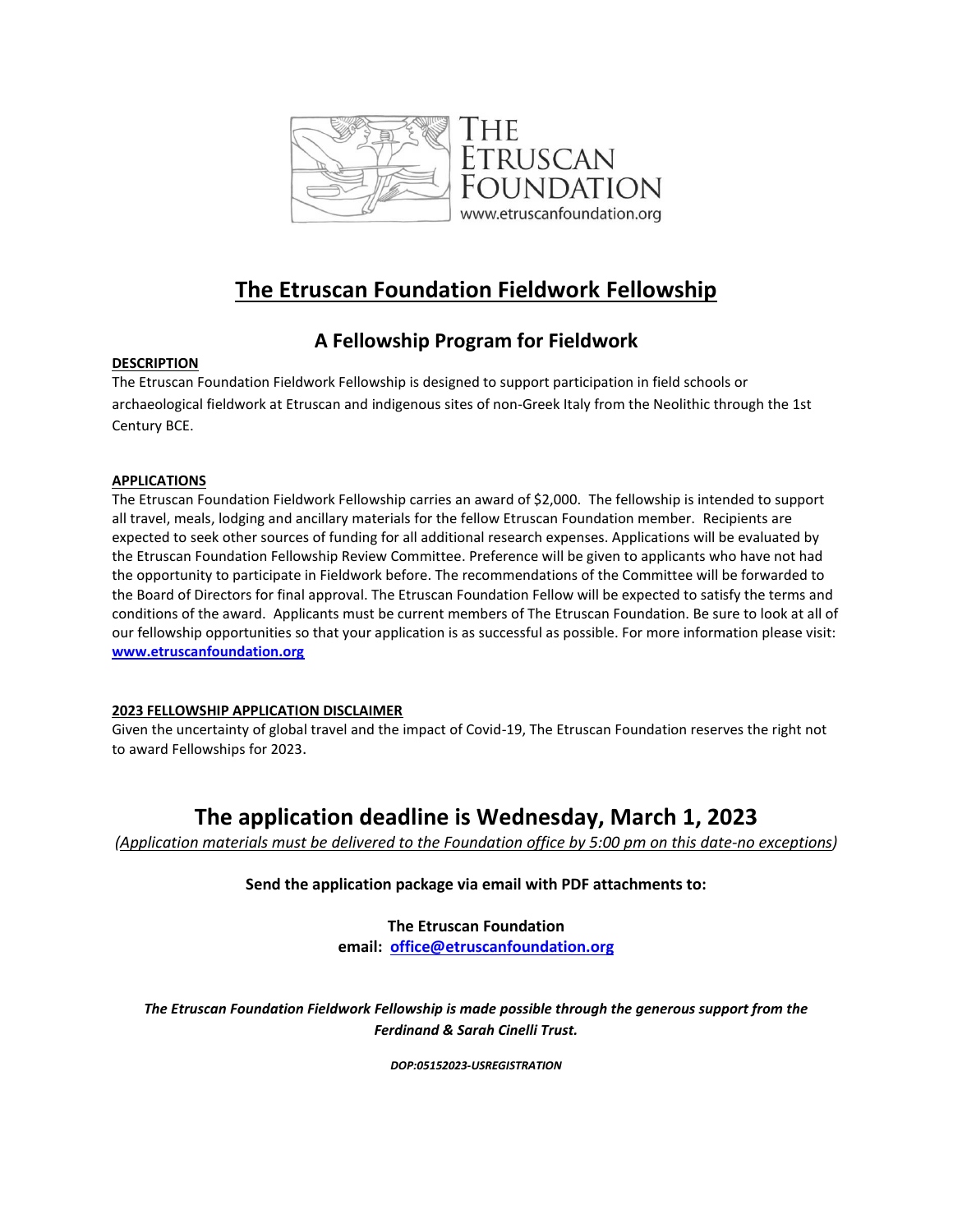THE ETRUSCAN FOUNDATION
www.etruscanfoundation.org

# The Etruscan Foundation Fieldwork Fellowship

## A Fellowship Program for Fieldwork

**DESCRIPTION**

The Etruscan Foundation Fieldwork Fellowship is designed to support participation in field schools or archaeological fieldwork at Etruscan and indigenous sites of non-Greek Italy from the Neolithic through the 1st Century BCE.

**APPLICATIONS**

The Etruscan Foundation Fieldwork Fellowship carries an award of $2,000. The fellowship is intended to support all travel, meals, lodging and ancillary materials for the fellow Etruscan Foundation member. Recipients are expected to seek other sources of funding for all additional research expenses. Applications will be evaluated by the Etruscan Foundation Fellowship Review Committee. Preference will be given to applicants who have not had the opportunity to participate in Fieldwork before. The recommendations of the Committee will be forwarded to the Board of Directors for final approval. The Etruscan Foundation Fellow will be expected to satisfy the terms and conditions of the award. Applicants must be current members of The Etruscan Foundation. Be sure to look at all of our fellowship opportunities so that your application is as successful as possible. For more information please visit: **www.etruscanfoundation.org**

**2023 FELLOWSHIP APPLICATION DISCLAIMER**

Given the uncertainty of global travel and the impact of Covid-19, The Etruscan Foundation reserves the right not to award Fellowships for 2023.

## The application deadline is Wednesday, March 1, 2023

*(Application materials must be delivered to the Foundation office by 5:00 pm on this date-no exceptions)*

**Send the application package via email with PDF attachments to:**

**The Etruscan Foundation**
**email: office@etruscanfoundation.org**

***The Etruscan Foundation Fieldwork Fellowship is made possible through the generous support from the Ferdinand & Sarah Cinelli Trust.***

***DOP:05152023-USREGISTRATION***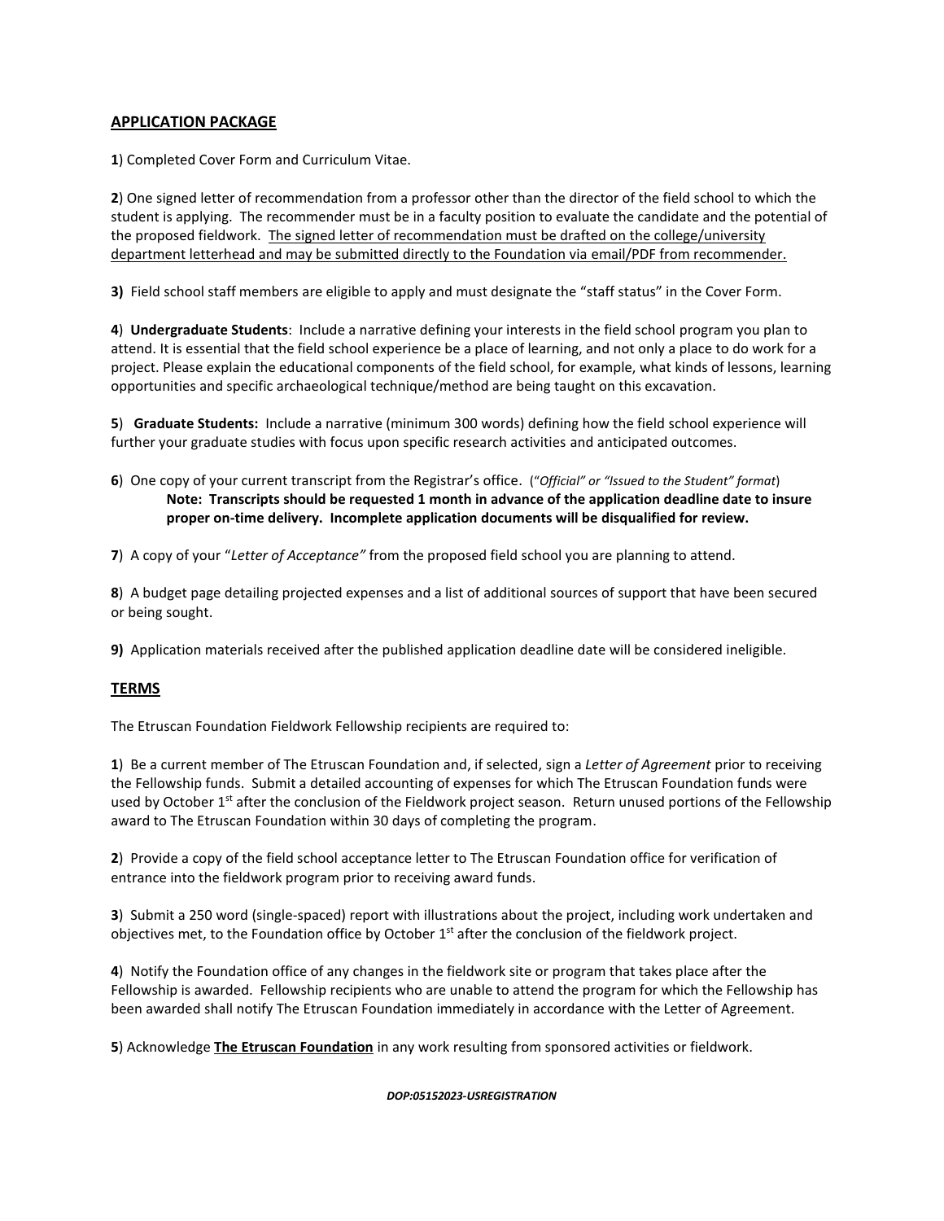## APPLICATION PACKAGE

**1**) Completed Cover Form and Curriculum Vitae.

**2**) One signed letter of recommendation from a professor other than the director of the field school to which the student is applying. The recommender must be in a faculty position to evaluate the candidate and the potential of the proposed fieldwork. <u>The signed letter of recommendation must be drafted on the college/university department letterhead and may be submitted directly to the Foundation via email/PDF from recommender.</u>

**3)** Field school staff members are eligible to apply and must designate the "staff status" in the Cover Form.

**4**) **Undergraduate Students**: Include a narrative defining your interests in the field school program you plan to attend. It is essential that the field school experience be a place of learning, and not only a place to do work for a project. Please explain the educational components of the field school, for example, what kinds of lessons, learning opportunities and specific archaeological technique/method are being taught on this excavation.

**5**) **Graduate Students:** Include a narrative (minimum 300 words) defining how the field school experience will further your graduate studies with focus upon specific research activities and anticipated outcomes.

**6**) One copy of your current transcript from the Registrar's office. (*"Official" or "Issued to the Student" format*)
**Note: Transcripts should be requested 1 month in advance of the application deadline date to insure proper on-time delivery. Incomplete application documents will be disqualified for review.**

**7**) A copy of your "*Letter of Acceptance"* from the proposed field school you are planning to attend.

**8**) A budget page detailing projected expenses and a list of additional sources of support that have been secured or being sought.

**9)** Application materials received after the published application deadline date will be considered ineligible.

## TERMS

The Etruscan Foundation Fieldwork Fellowship recipients are required to:

**1**) Be a current member of The Etruscan Foundation and, if selected, sign a *Letter of Agreement* prior to receiving the Fellowship funds. Submit a detailed accounting of expenses for which The Etruscan Foundation funds were used by October 1st after the conclusion of the Fieldwork project season. Return unused portions of the Fellowship award to The Etruscan Foundation within 30 days of completing the program.

**2**) Provide a copy of the field school acceptance letter to The Etruscan Foundation office for verification of entrance into the fieldwork program prior to receiving award funds.

**3**) Submit a 250 word (single-spaced) report with illustrations about the project, including work undertaken and objectives met, to the Foundation office by October 1st after the conclusion of the fieldwork project.

**4**) Notify the Foundation office of any changes in the fieldwork site or program that takes place after the Fellowship is awarded. Fellowship recipients who are unable to attend the program for which the Fellowship has been awarded shall notify The Etruscan Foundation immediately in accordance with the Letter of Agreement.

**5**) Acknowledge <u>**The Etruscan Foundation**</u> in any work resulting from sponsored activities or fieldwork.

***DOP:05152023-USREGISTRATION***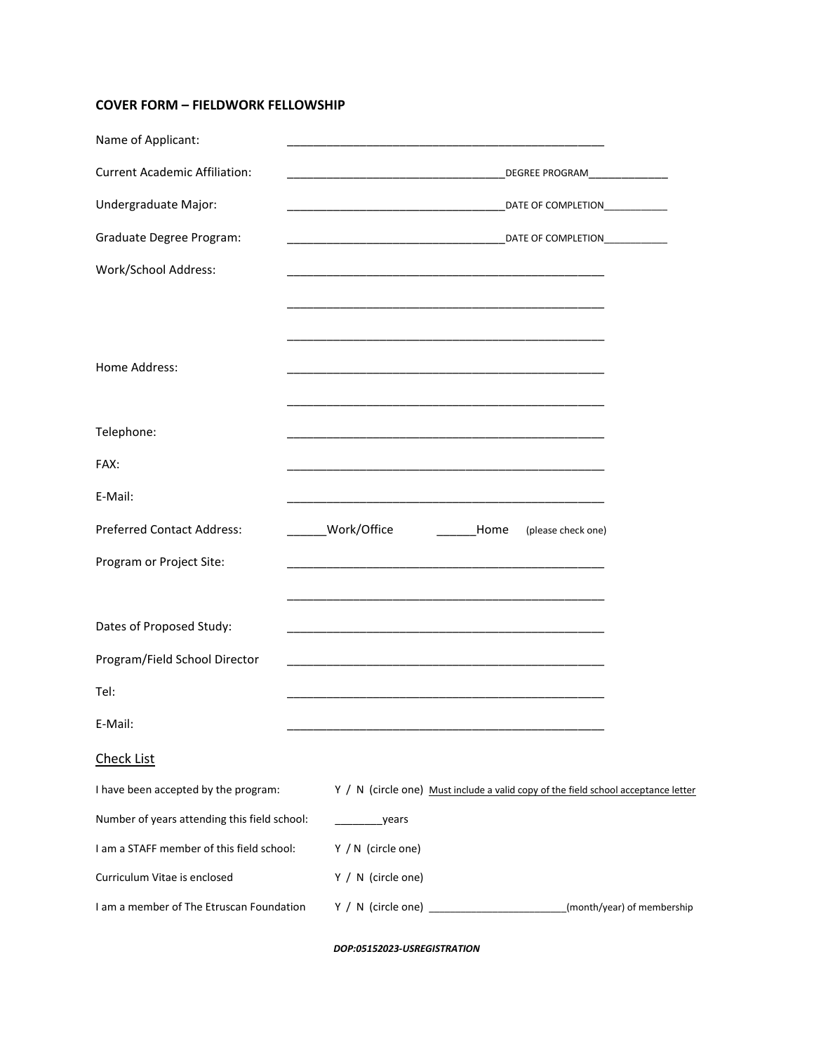**COVER FORM – FIELDWORK FELLOWSHIP**

Name of Applicant: ______________________________________________

Current Academic Affiliation: ________________________________ DEGREE PROGRAM_____________

Undergraduate Major: ________________________________ DATE OF COMPLETION___________

Graduate Degree Program: ________________________________ DATE OF COMPLETION___________

Work/School Address: ______________________________________________

______________________________________________

______________________________________________

Home Address: ______________________________________________

______________________________________________

Telephone: ______________________________________________

FAX: ______________________________________________

E-Mail: ______________________________________________

Preferred Contact Address: ______Work/Office ______Home (please check one)

Program or Project Site: ______________________________________________

______________________________________________

Dates of Proposed Study: ______________________________________________

Program/Field School Director ______________________________________________

Tel: ______________________________________________

E-Mail: ______________________________________________

## Check List

I have been accepted by the program: Y / N (circle one) Must include a valid copy of the field school acceptance letter

Number of years attending this field school: ________years

I am a STAFF member of this field school: Y / N (circle one)

Curriculum Vitae is enclosed Y / N (circle one)

I am a member of The Etruscan Foundation Y / N (circle one) _______________________(month/year) of membership

***DOP:05152023-USREGISTRATION***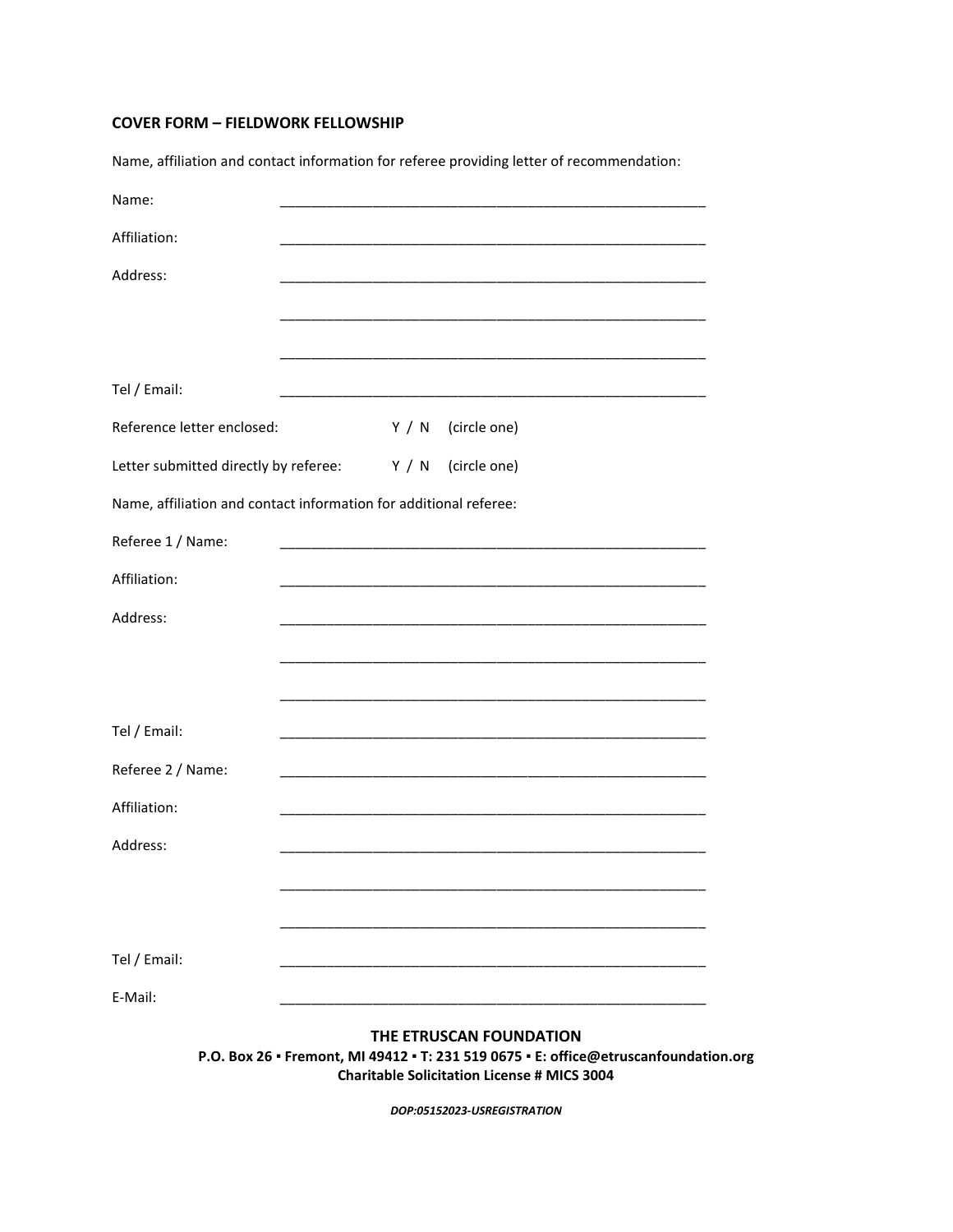**COVER FORM – FIELDWORK FELLOWSHIP**

Name, affiliation and contact information for referee providing letter of recommendation:

Name: ________________________________________________________

Affiliation: ________________________________________________________

Address: ________________________________________________________

________________________________________________________

________________________________________________________

Tel / Email: ________________________________________________________

Reference letter enclosed: Y / N (circle one)

Letter submitted directly by referee: Y / N (circle one)

Name, affiliation and contact information for additional referee:

Referee 1 / Name: ________________________________________________________

Affiliation: ________________________________________________________

Address: ________________________________________________________

________________________________________________________

________________________________________________________

Tel / Email: ________________________________________________________

Referee 2 / Name: ________________________________________________________

Affiliation: ________________________________________________________

Address: ________________________________________________________

________________________________________________________

________________________________________________________

Tel / Email: ________________________________________________________

E-Mail: ________________________________________________________

**THE ETRUSCAN FOUNDATION**
**P.O. Box 26 ▪ Fremont, MI 49412 ▪ T: 231 519 0675 ▪ E: office@etruscanfoundation.org**
**Charitable Solicitation License # MICS 3004**

***DOP:05152023-USREGISTRATION***